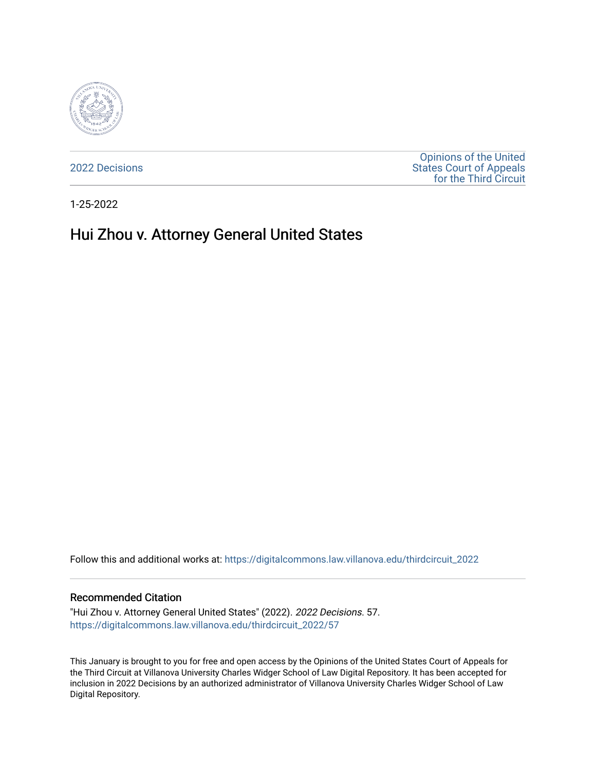2022 Decisions

Opinions of the United States Court of Appeals for the Third Circuit

1-25-2022

# Hui Zhou v. Attorney General United States

Follow this and additional works at: https://digitalcommons.law.villanova.edu/thirdcircuit_2022

## Recommended Citation

"Hui Zhou v. Attorney General United States" (2022). *2022 Decisions*. 57.
https://digitalcommons.law.villanova.edu/thirdcircuit_2022/57

This January is brought to you for free and open access by the Opinions of the United States Court of Appeals for the Third Circuit at Villanova University Charles Widger School of Law Digital Repository. It has been accepted for inclusion in 2022 Decisions by an authorized administrator of Villanova University Charles Widger School of Law Digital Repository.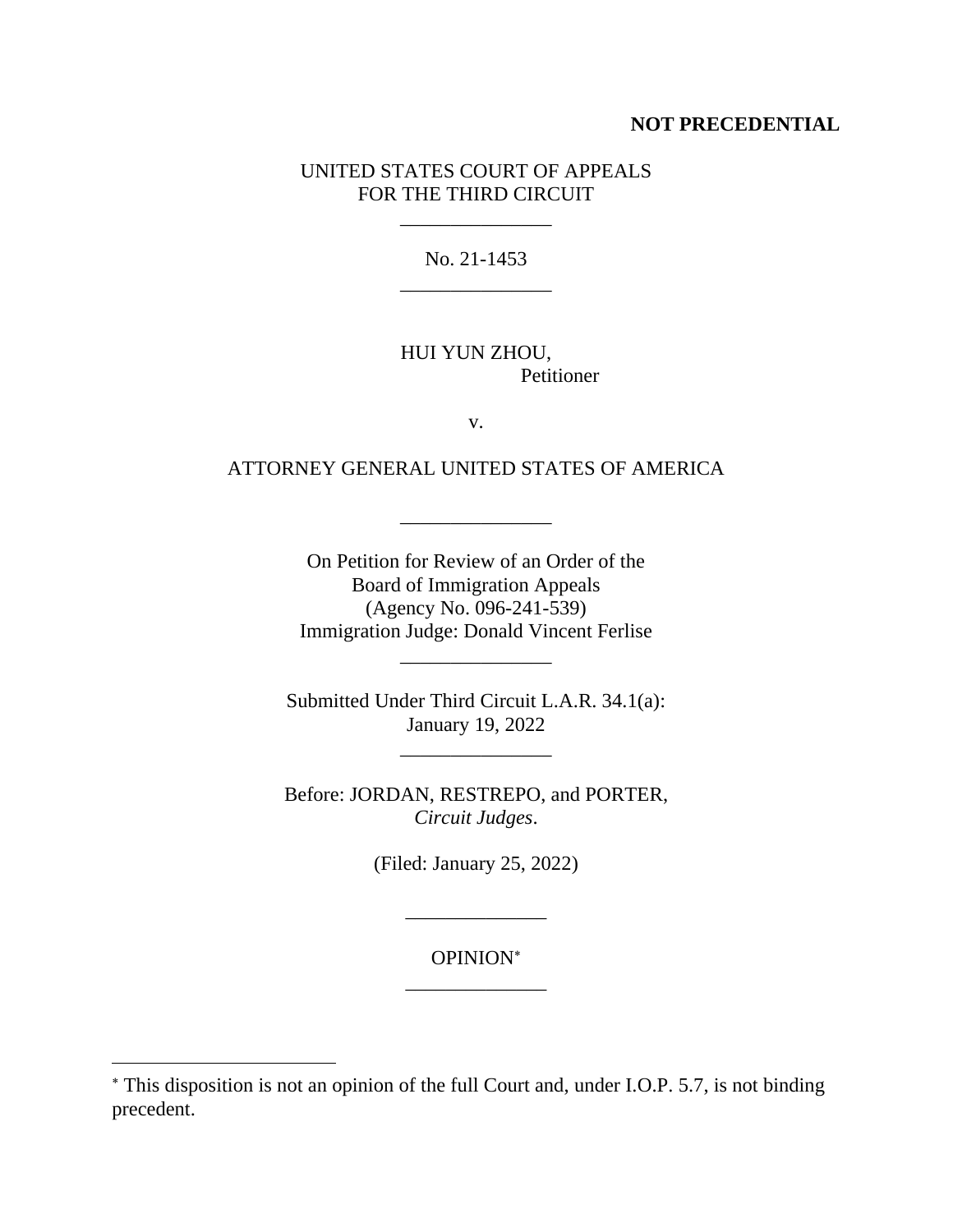**NOT PRECEDENTIAL**

UNITED STATES COURT OF APPEALS
FOR THE THIRD CIRCUIT

\_\_\_\_\_\_\_\_\_\_\_\_\_\_\_

No. 21-1453

\_\_\_\_\_\_\_\_\_\_\_\_\_\_\_

HUI YUN ZHOU,
Petitioner

v.

ATTORNEY GENERAL UNITED STATES OF AMERICA

\_\_\_\_\_\_\_\_\_\_\_\_\_\_\_

On Petition for Review of an Order of the
Board of Immigration Appeals
(Agency No. 096-241-539)
Immigration Judge: Donald Vincent Ferlise

\_\_\_\_\_\_\_\_\_\_\_\_\_\_\_

Submitted Under Third Circuit L.A.R. 34.1(a):
January 19, 2022

\_\_\_\_\_\_\_\_\_\_\_\_\_\_\_

Before: JORDAN, RESTREPO, and PORTER,
*Circuit Judges*.

(Filed: January 25, 2022)

\_\_\_\_\_\_\_\_\_\_\_\_\_\_

OPINION[*]

\_\_\_\_\_\_\_\_\_\_\_\_\_\_

[*] This disposition is not an opinion of the full Court and, under I.O.P. 5.7, is not binding precedent.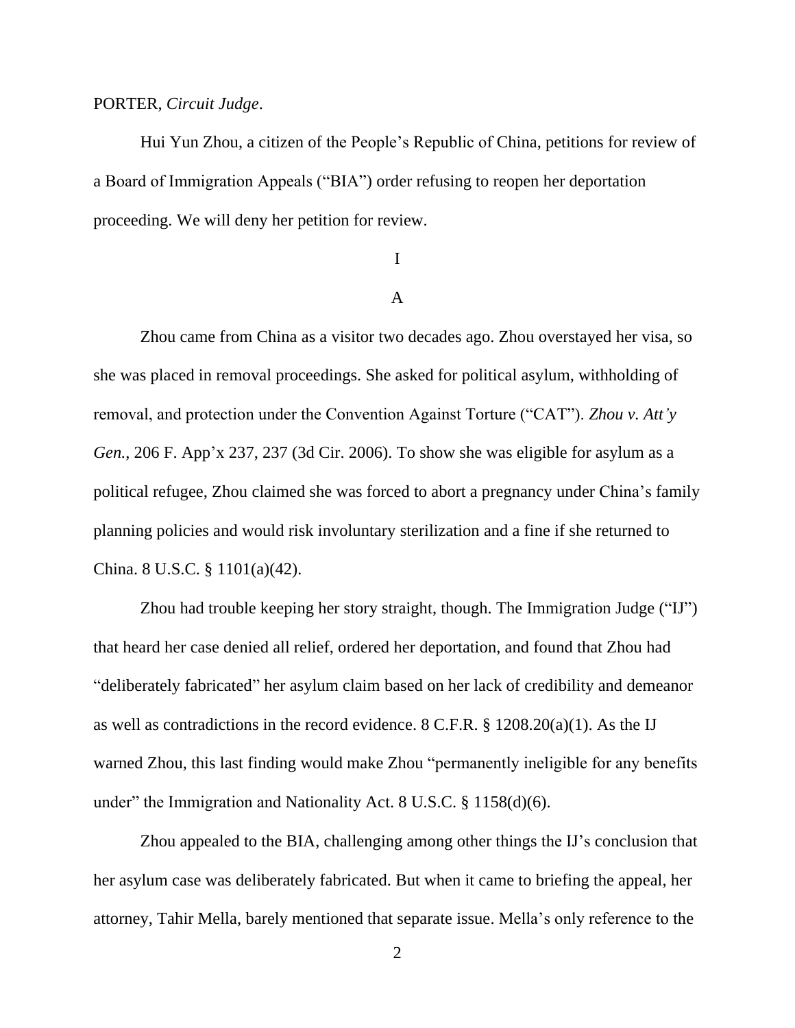PORTER, *Circuit Judge*.

Hui Yun Zhou, a citizen of the People's Republic of China, petitions for review of a Board of Immigration Appeals ("BIA") order refusing to reopen her deportation proceeding. We will deny her petition for review.

I

A

Zhou came from China as a visitor two decades ago. Zhou overstayed her visa, so she was placed in removal proceedings. She asked for political asylum, withholding of removal, and protection under the Convention Against Torture ("CAT"). *Zhou v. Att'y Gen.*, 206 F. App'x 237, 237 (3d Cir. 2006). To show she was eligible for asylum as a political refugee, Zhou claimed she was forced to abort a pregnancy under China's family planning policies and would risk involuntary sterilization and a fine if she returned to China. 8 U.S.C. § 1101(a)(42).

Zhou had trouble keeping her story straight, though. The Immigration Judge ("IJ") that heard her case denied all relief, ordered her deportation, and found that Zhou had "deliberately fabricated" her asylum claim based on her lack of credibility and demeanor as well as contradictions in the record evidence. 8 C.F.R. § 1208.20(a)(1). As the IJ warned Zhou, this last finding would make Zhou "permanently ineligible for any benefits under" the Immigration and Nationality Act. 8 U.S.C. § 1158(d)(6).

Zhou appealed to the BIA, challenging among other things the IJ's conclusion that her asylum case was deliberately fabricated. But when it came to briefing the appeal, her attorney, Tahir Mella, barely mentioned that separate issue. Mella's only reference to the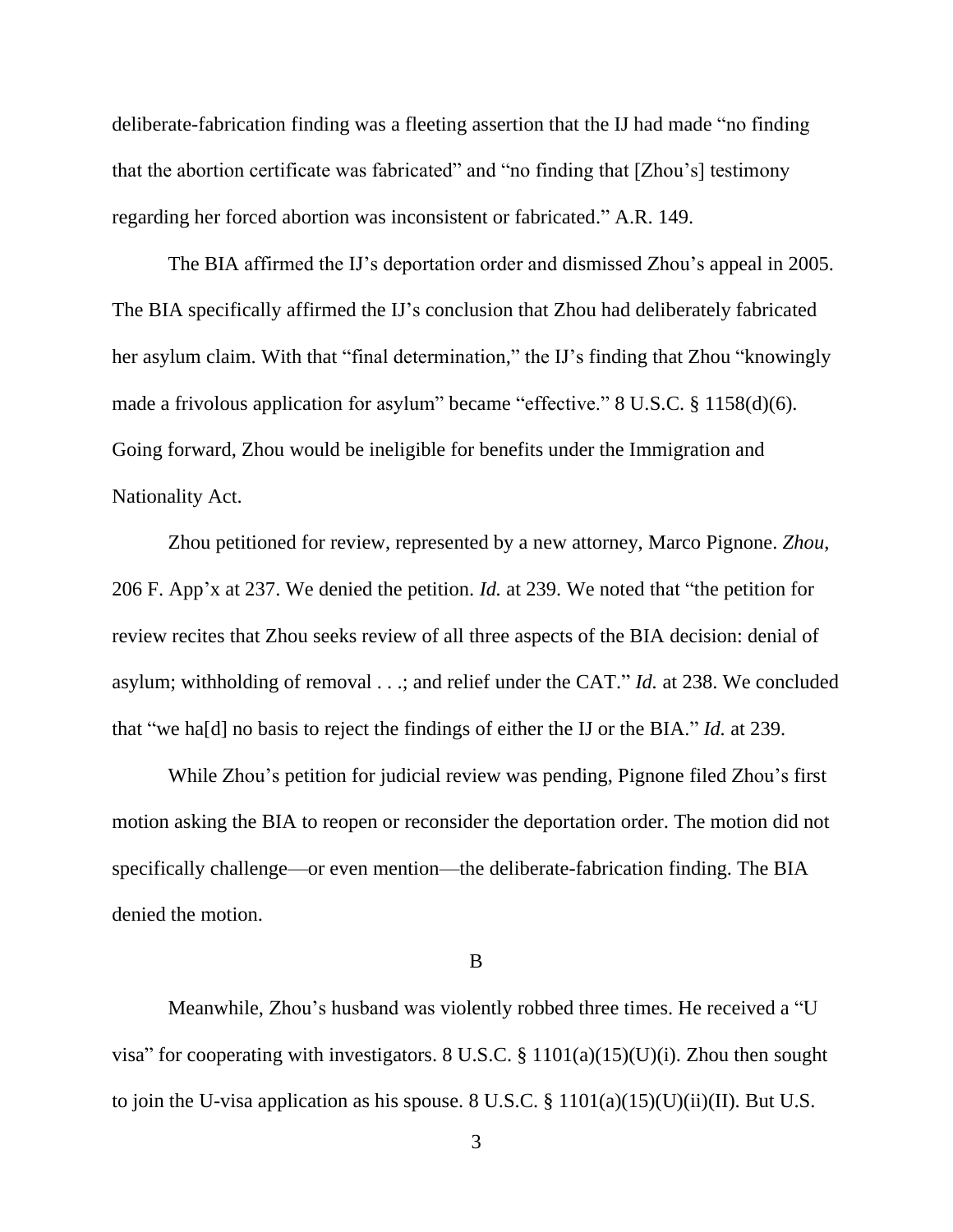deliberate-fabrication finding was a fleeting assertion that the IJ had made "no finding that the abortion certificate was fabricated" and "no finding that [Zhou's] testimony regarding her forced abortion was inconsistent or fabricated." A.R. 149.

The BIA affirmed the IJ's deportation order and dismissed Zhou's appeal in 2005. The BIA specifically affirmed the IJ's conclusion that Zhou had deliberately fabricated her asylum claim. With that "final determination," the IJ's finding that Zhou "knowingly made a frivolous application for asylum" became "effective." 8 U.S.C. § 1158(d)(6). Going forward, Zhou would be ineligible for benefits under the Immigration and Nationality Act.

Zhou petitioned for review, represented by a new attorney, Marco Pignone. *Zhou*, 206 F. App'x at 237. We denied the petition. *Id.* at 239. We noted that "the petition for review recites that Zhou seeks review of all three aspects of the BIA decision: denial of asylum; withholding of removal . . .; and relief under the CAT." *Id.* at 238. We concluded that "we ha[d] no basis to reject the findings of either the IJ or the BIA." *Id.* at 239.

While Zhou's petition for judicial review was pending, Pignone filed Zhou's first motion asking the BIA to reopen or reconsider the deportation order. The motion did not specifically challenge—or even mention—the deliberate-fabrication finding. The BIA denied the motion.

B

Meanwhile, Zhou's husband was violently robbed three times. He received a "U visa" for cooperating with investigators. 8 U.S.C. § 1101(a)(15)(U)(i). Zhou then sought to join the U-visa application as his spouse. 8 U.S.C. § 1101(a)(15)(U)(ii)(II). But U.S.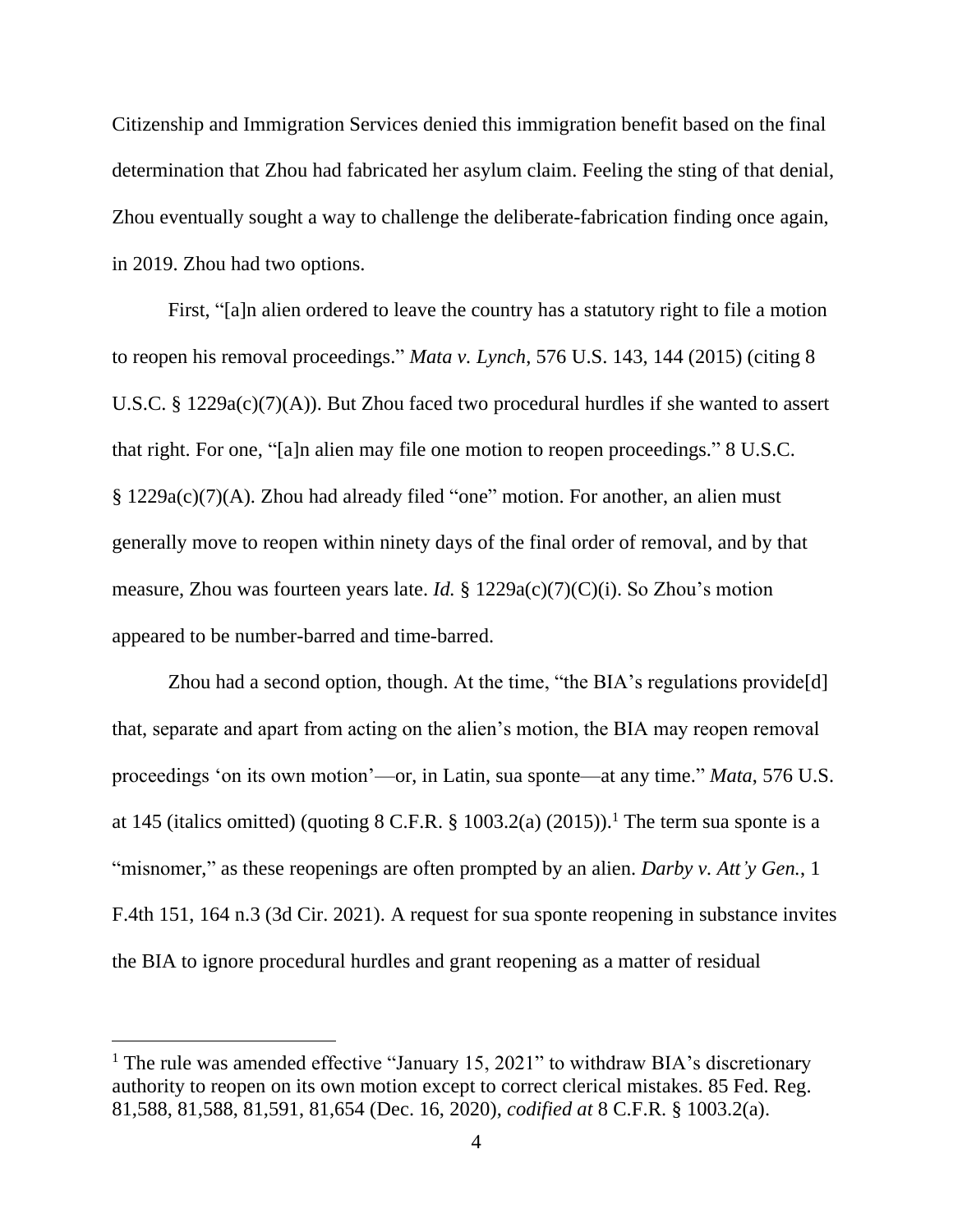Citizenship and Immigration Services denied this immigration benefit based on the final determination that Zhou had fabricated her asylum claim. Feeling the sting of that denial, Zhou eventually sought a way to challenge the deliberate-fabrication finding once again, in 2019. Zhou had two options.

First, "[a]n alien ordered to leave the country has a statutory right to file a motion to reopen his removal proceedings." *Mata v. Lynch*, 576 U.S. 143, 144 (2015) (citing 8 U.S.C. § 1229a(c)(7)(A)). But Zhou faced two procedural hurdles if she wanted to assert that right. For one, "[a]n alien may file one motion to reopen proceedings." 8 U.S.C. § 1229a(c)(7)(A). Zhou had already filed "one" motion. For another, an alien must generally move to reopen within ninety days of the final order of removal, and by that measure, Zhou was fourteen years late. *Id.* § 1229a(c)(7)(C)(i). So Zhou's motion appeared to be number-barred and time-barred.

Zhou had a second option, though. At the time, "the BIA's regulations provide[d] that, separate and apart from acting on the alien's motion, the BIA may reopen removal proceedings 'on its own motion'—or, in Latin, sua sponte—at any time." *Mata*, 576 U.S. at 145 (italics omitted) (quoting 8 C.F.R. § 1003.2(a) (2015)).[1] The term sua sponte is a "misnomer," as these reopenings are often prompted by an alien. *Darby v. Att'y Gen.*, 1 F.4th 151, 164 n.3 (3d Cir. 2021). A request for sua sponte reopening in substance invites the BIA to ignore procedural hurdles and grant reopening as a matter of residual

[1] The rule was amended effective "January 15, 2021" to withdraw BIA's discretionary authority to reopen on its own motion except to correct clerical mistakes. 85 Fed. Reg. 81,588, 81,588, 81,591, 81,654 (Dec. 16, 2020), *codified at* 8 C.F.R. § 1003.2(a).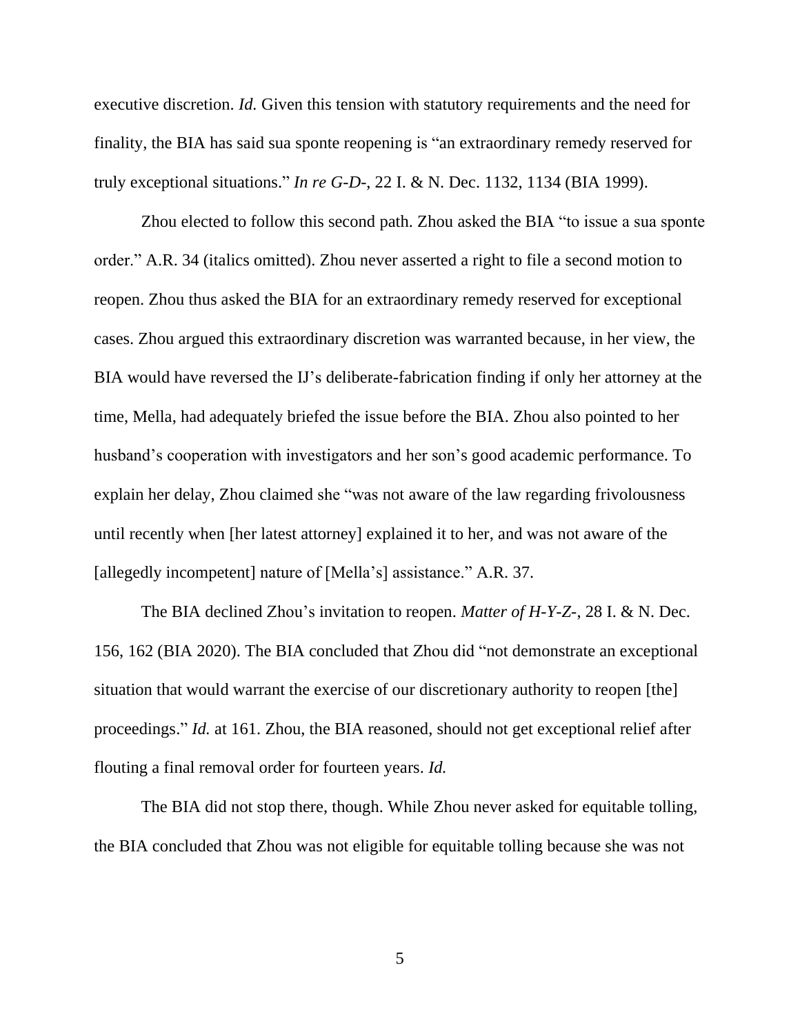executive discretion. *Id.* Given this tension with statutory requirements and the need for finality, the BIA has said sua sponte reopening is "an extraordinary remedy reserved for truly exceptional situations." *In re G-D-*, 22 I. & N. Dec. 1132, 1134 (BIA 1999).

Zhou elected to follow this second path. Zhou asked the BIA "to issue a sua sponte order." A.R. 34 (italics omitted). Zhou never asserted a right to file a second motion to reopen. Zhou thus asked the BIA for an extraordinary remedy reserved for exceptional cases. Zhou argued this extraordinary discretion was warranted because, in her view, the BIA would have reversed the IJ's deliberate-fabrication finding if only her attorney at the time, Mella, had adequately briefed the issue before the BIA. Zhou also pointed to her husband's cooperation with investigators and her son's good academic performance. To explain her delay, Zhou claimed she "was not aware of the law regarding frivolousness until recently when [her latest attorney] explained it to her, and was not aware of the [allegedly incompetent] nature of [Mella's] assistance." A.R. 37.

The BIA declined Zhou's invitation to reopen. *Matter of H-Y-Z-*, 28 I. & N. Dec. 156, 162 (BIA 2020). The BIA concluded that Zhou did "not demonstrate an exceptional situation that would warrant the exercise of our discretionary authority to reopen [the] proceedings." *Id.* at 161. Zhou, the BIA reasoned, should not get exceptional relief after flouting a final removal order for fourteen years. *Id.*

The BIA did not stop there, though. While Zhou never asked for equitable tolling, the BIA concluded that Zhou was not eligible for equitable tolling because she was not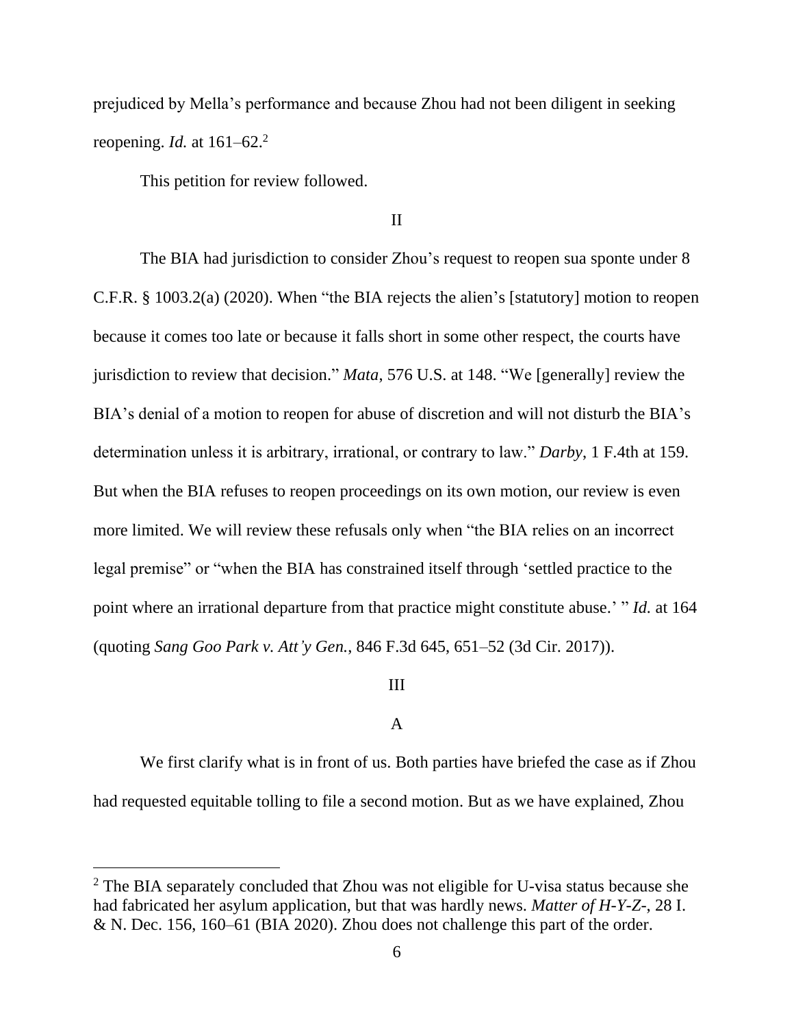prejudiced by Mella's performance and because Zhou had not been diligent in seeking reopening. *Id.* at 161–62.[2]

This petition for review followed.

II

The BIA had jurisdiction to consider Zhou's request to reopen sua sponte under 8 C.F.R. § 1003.2(a) (2020). When "the BIA rejects the alien's [statutory] motion to reopen because it comes too late or because it falls short in some other respect, the courts have jurisdiction to review that decision." *Mata*, 576 U.S. at 148. "We [generally] review the BIA's denial of a motion to reopen for abuse of discretion and will not disturb the BIA's determination unless it is arbitrary, irrational, or contrary to law." *Darby*, 1 F.4th at 159. But when the BIA refuses to reopen proceedings on its own motion, our review is even more limited. We will review these refusals only when "the BIA relies on an incorrect legal premise" or "when the BIA has constrained itself through 'settled practice to the point where an irrational departure from that practice might constitute abuse.' " *Id.* at 164 (quoting *Sang Goo Park v. Att'y Gen.*, 846 F.3d 645, 651–52 (3d Cir. 2017)).

III

A

We first clarify what is in front of us. Both parties have briefed the case as if Zhou had requested equitable tolling to file a second motion. But as we have explained, Zhou

[2] The BIA separately concluded that Zhou was not eligible for U-visa status because she had fabricated her asylum application, but that was hardly news. *Matter of H-Y-Z-*, 28 I. & N. Dec. 156, 160–61 (BIA 2020). Zhou does not challenge this part of the order.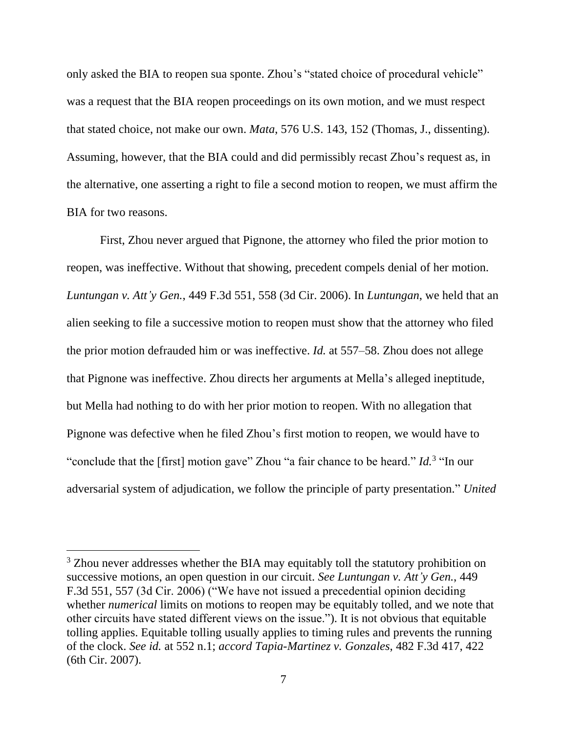only asked the BIA to reopen sua sponte. Zhou's "stated choice of procedural vehicle" was a request that the BIA reopen proceedings on its own motion, and we must respect that stated choice, not make our own. *Mata*, 576 U.S. 143, 152 (Thomas, J., dissenting). Assuming, however, that the BIA could and did permissibly recast Zhou's request as, in the alternative, one asserting a right to file a second motion to reopen, we must affirm the BIA for two reasons.

First, Zhou never argued that Pignone, the attorney who filed the prior motion to reopen, was ineffective. Without that showing, precedent compels denial of her motion. *Luntungan v. Att'y Gen.*, 449 F.3d 551, 558 (3d Cir. 2006). In *Luntungan*, we held that an alien seeking to file a successive motion to reopen must show that the attorney who filed the prior motion defrauded him or was ineffective. *Id.* at 557–58. Zhou does not allege that Pignone was ineffective. Zhou directs her arguments at Mella's alleged ineptitude, but Mella had nothing to do with her prior motion to reopen. With no allegation that Pignone was defective when he filed Zhou's first motion to reopen, we would have to "conclude that the [first] motion gave" Zhou "a fair chance to be heard." *Id.*[3] "In our adversarial system of adjudication, we follow the principle of party presentation." *United*

---

[3] Zhou never addresses whether the BIA may equitably toll the statutory prohibition on successive motions, an open question in our circuit. *See Luntungan v. Att'y Gen.*, 449 F.3d 551, 557 (3d Cir. 2006) ("We have not issued a precedential opinion deciding whether *numerical* limits on motions to reopen may be equitably tolled, and we note that other circuits have stated different views on the issue."). It is not obvious that equitable tolling applies. Equitable tolling usually applies to timing rules and prevents the running of the clock. *See id.* at 552 n.1; *accord Tapia-Martinez v. Gonzales*, 482 F.3d 417, 422 (6th Cir. 2007).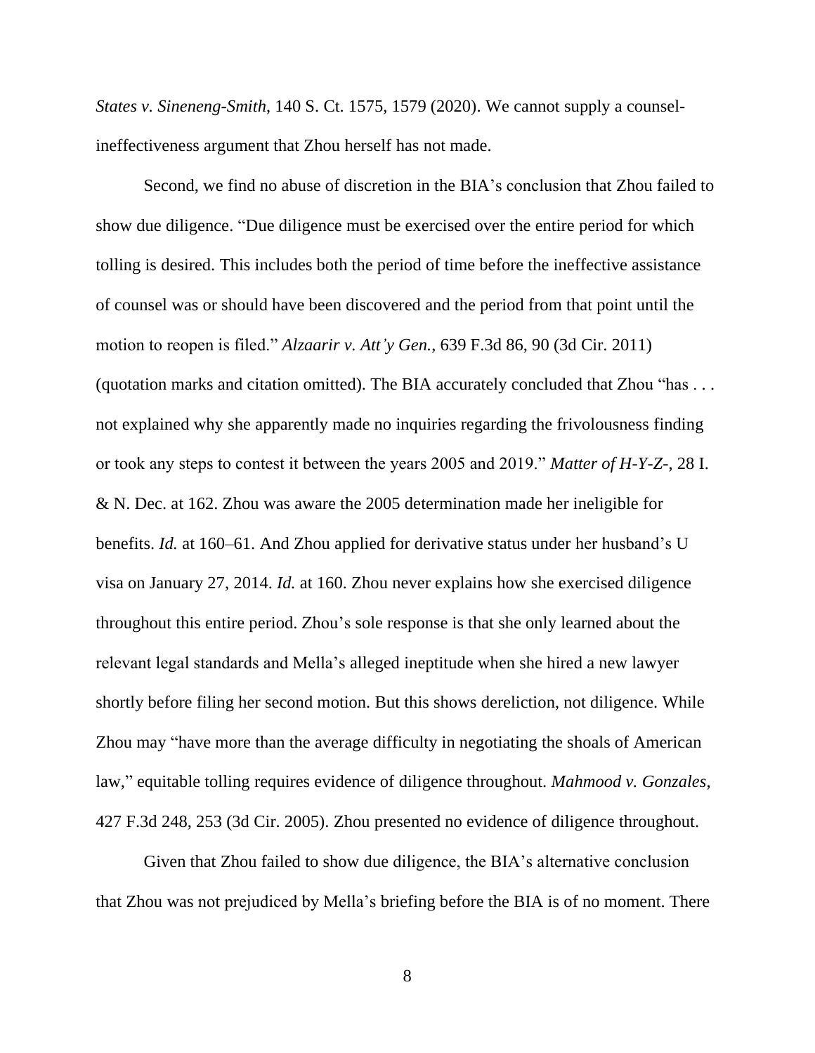*States v. Sineneng-Smith*, 140 S. Ct. 1575, 1579 (2020). We cannot supply a counsel-ineffectiveness argument that Zhou herself has not made.

Second, we find no abuse of discretion in the BIA's conclusion that Zhou failed to show due diligence. "Due diligence must be exercised over the entire period for which tolling is desired. This includes both the period of time before the ineffective assistance of counsel was or should have been discovered and the period from that point until the motion to reopen is filed." *Alzaarir v. Att'y Gen.*, 639 F.3d 86, 90 (3d Cir. 2011) (quotation marks and citation omitted). The BIA accurately concluded that Zhou "has . . . not explained why she apparently made no inquiries regarding the frivolousness finding or took any steps to contest it between the years 2005 and 2019." *Matter of H-Y-Z-*, 28 I. & N. Dec. at 162. Zhou was aware the 2005 determination made her ineligible for benefits. *Id.* at 160–61. And Zhou applied for derivative status under her husband's U visa on January 27, 2014. *Id.* at 160. Zhou never explains how she exercised diligence throughout this entire period. Zhou's sole response is that she only learned about the relevant legal standards and Mella's alleged ineptitude when she hired a new lawyer shortly before filing her second motion. But this shows dereliction, not diligence. While Zhou may "have more than the average difficulty in negotiating the shoals of American law," equitable tolling requires evidence of diligence throughout. *Mahmood v. Gonzales*, 427 F.3d 248, 253 (3d Cir. 2005). Zhou presented no evidence of diligence throughout.

Given that Zhou failed to show due diligence, the BIA's alternative conclusion that Zhou was not prejudiced by Mella's briefing before the BIA is of no moment. There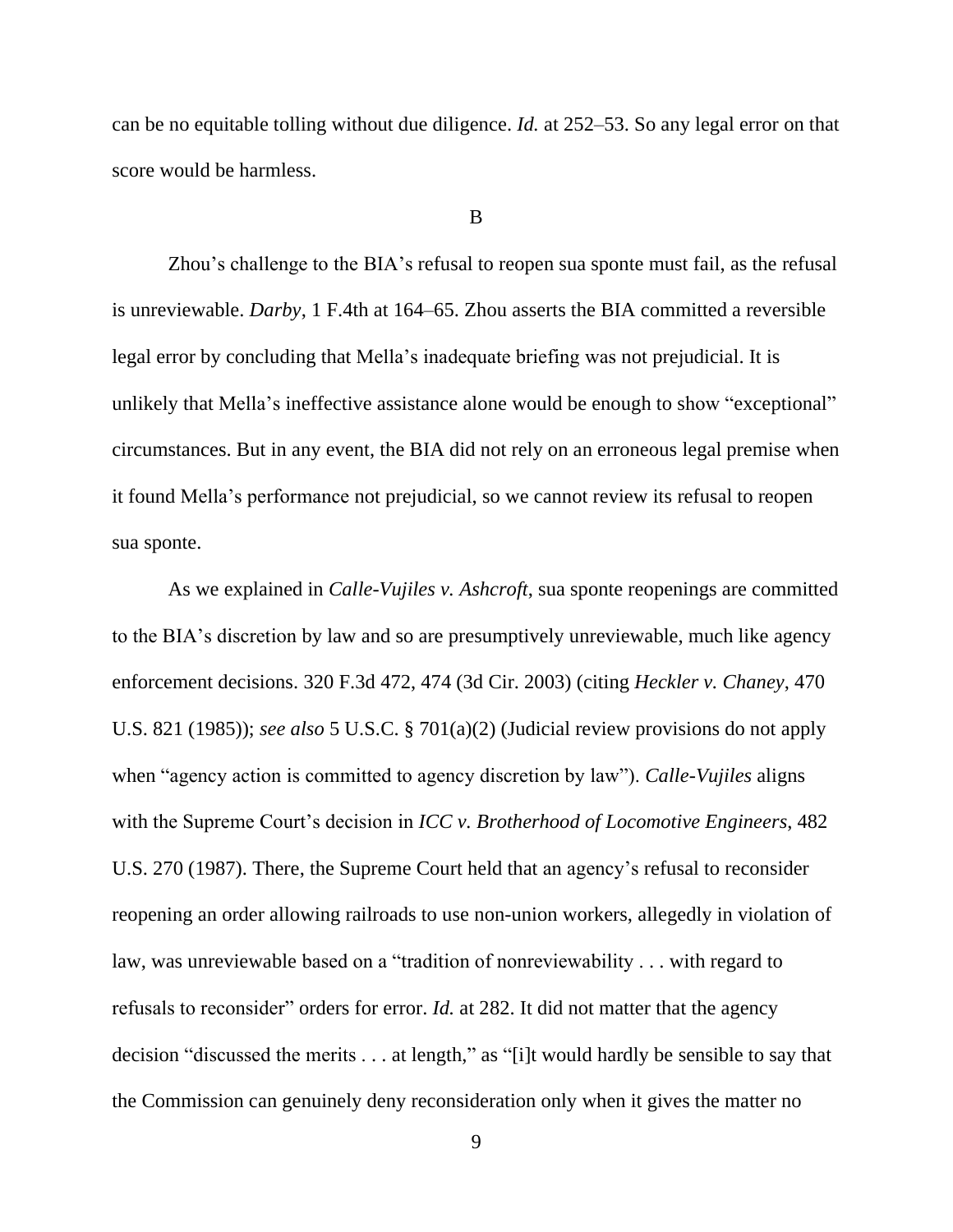can be no equitable tolling without due diligence. *Id.* at 252–53. So any legal error on that score would be harmless.

B

Zhou's challenge to the BIA's refusal to reopen sua sponte must fail, as the refusal is unreviewable. *Darby*, 1 F.4th at 164–65. Zhou asserts the BIA committed a reversible legal error by concluding that Mella's inadequate briefing was not prejudicial. It is unlikely that Mella's ineffective assistance alone would be enough to show "exceptional" circumstances. But in any event, the BIA did not rely on an erroneous legal premise when it found Mella's performance not prejudicial, so we cannot review its refusal to reopen sua sponte.

As we explained in *Calle-Vujiles v. Ashcroft*, sua sponte reopenings are committed to the BIA's discretion by law and so are presumptively unreviewable, much like agency enforcement decisions. 320 F.3d 472, 474 (3d Cir. 2003) (citing *Heckler v. Chaney*, 470 U.S. 821 (1985)); *see also* 5 U.S.C. § 701(a)(2) (Judicial review provisions do not apply when "agency action is committed to agency discretion by law"). *Calle-Vujiles* aligns with the Supreme Court's decision in *ICC v. Brotherhood of Locomotive Engineers*, 482 U.S. 270 (1987). There, the Supreme Court held that an agency's refusal to reconsider reopening an order allowing railroads to use non-union workers, allegedly in violation of law, was unreviewable based on a "tradition of nonreviewability . . . with regard to refusals to reconsider" orders for error. *Id.* at 282. It did not matter that the agency decision "discussed the merits . . . at length," as "[i]t would hardly be sensible to say that the Commission can genuinely deny reconsideration only when it gives the matter no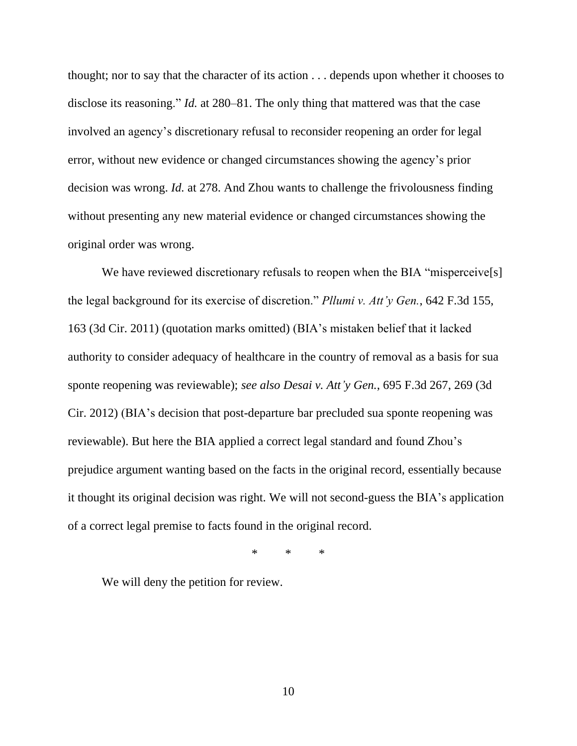thought; nor to say that the character of its action . . . depends upon whether it chooses to disclose its reasoning." *Id.* at 280–81. The only thing that mattered was that the case involved an agency's discretionary refusal to reconsider reopening an order for legal error, without new evidence or changed circumstances showing the agency's prior decision was wrong. *Id.* at 278. And Zhou wants to challenge the frivolousness finding without presenting any new material evidence or changed circumstances showing the original order was wrong.

We have reviewed discretionary refusals to reopen when the BIA "misperceive[s] the legal background for its exercise of discretion." *Pllumi v. Att'y Gen.*, 642 F.3d 155, 163 (3d Cir. 2011) (quotation marks omitted) (BIA's mistaken belief that it lacked authority to consider adequacy of healthcare in the country of removal as a basis for sua sponte reopening was reviewable); *see also Desai v. Att'y Gen.*, 695 F.3d 267, 269 (3d Cir. 2012) (BIA's decision that post-departure bar precluded sua sponte reopening was reviewable). But here the BIA applied a correct legal standard and found Zhou's prejudice argument wanting based on the facts in the original record, essentially because it thought its original decision was right. We will not second-guess the BIA's application of a correct legal premise to facts found in the original record.

\* \* \*

We will deny the petition for review.